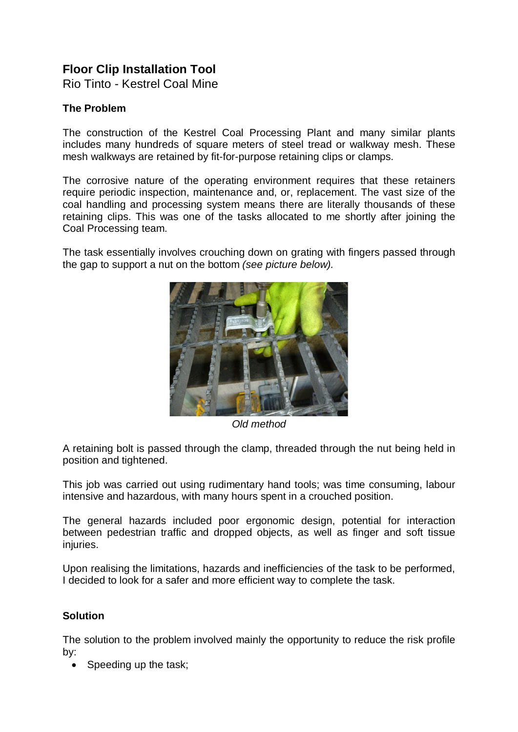# Floor Clip Installation Tool

Rio Tinto - Kestrel Coal Mine

### The Problem

The construction of the Kestrel Coal Processing Plant and many similar plants includes many hundreds of square meters of steel tread or walkway mesh. These mesh walkways are retained by fit-for-purpose retaining clips or clamps.

The corrosive nature of the operating environment requires that these retainers require periodic inspection, maintenance and, or, replacement. The vast size of the coal handling and processing system means there are literally thousands of these retaining clips. This was one of the tasks allocated to me shortly after joining the Coal Processing team.

The task essentially involves crouching down on grating with fingers passed through the gap to support a nut on the bottom *(see picture below).*

*Old method*

A retaining bolt is passed through the clamp, threaded through the nut being held in position and tightened.

This job was carried out using rudimentary hand tools; was time consuming, labour intensive and hazardous, with many hours spent in a crouched position.

The general hazards included poor ergonomic design, potential for interaction between pedestrian traffic and dropped objects, as well as finger and soft tissue injuries.

Upon realising the limitations, hazards and inefficiencies of the task to be performed, I decided to look for a safer and more efficient way to complete the task.

### Solution

The solution to the problem involved mainly the opportunity to reduce the risk profile by:

- Speeding up the task;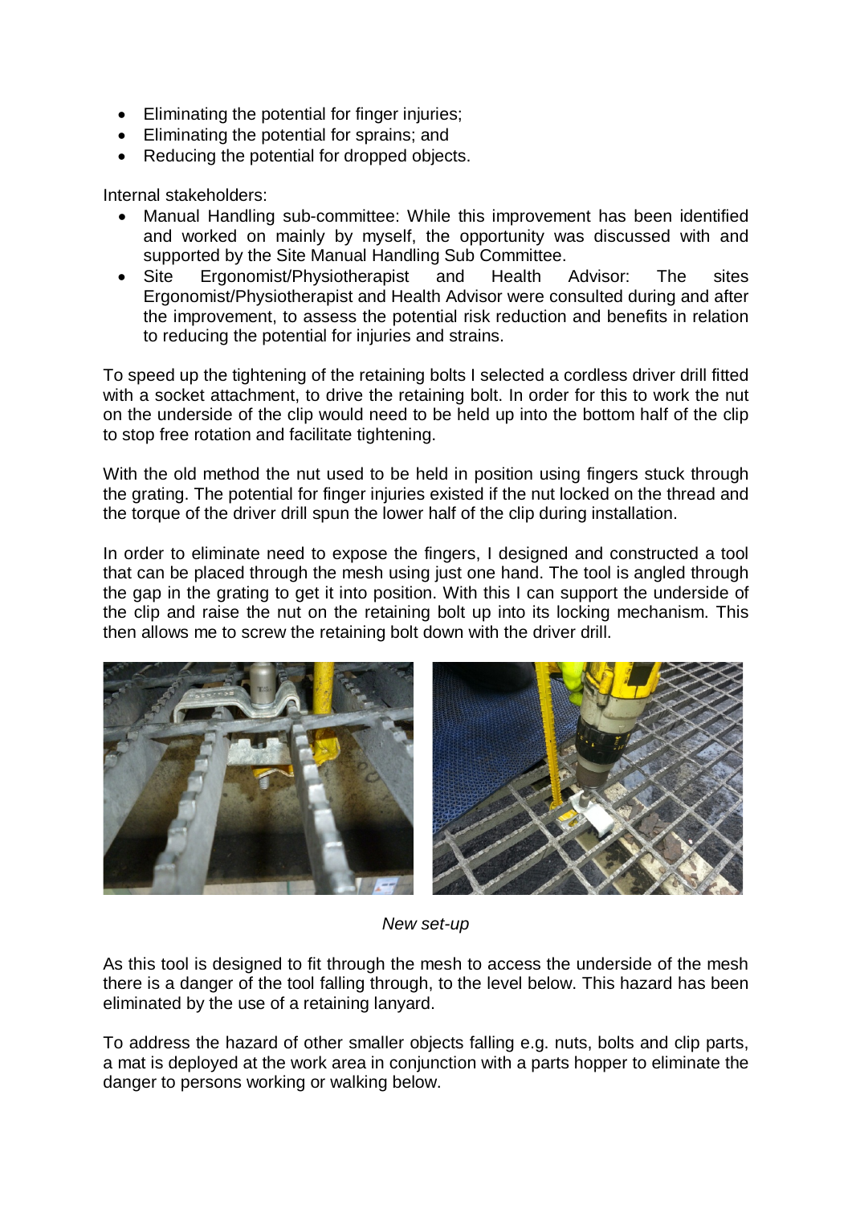- Eliminating the potential for finger injuries;
- Eliminating the potential for sprains; and
- Reducing the potential for dropped objects.

Internal stakeholders:

- Manual Handling sub-committee: While this improvement has been identified and worked on mainly by myself, the opportunity was discussed with and supported by the Site Manual Handling Sub Committee.
- Site Ergonomist/Physiotherapist and Health Advisor: The sites Ergonomist/Physiotherapist and Health Advisor were consulted during and after the improvement, to assess the potential risk reduction and benefits in relation to reducing the potential for injuries and strains.

To speed up the tightening of the retaining bolts I selected a cordless driver drill fitted with a socket attachment, to drive the retaining bolt. In order for this to work the nut on the underside of the clip would need to be held up into the bottom half of the clip to stop free rotation and facilitate tightening.

With the old method the nut used to be held in position using fingers stuck through the grating. The potential for finger injuries existed if the nut locked on the thread and the torque of the driver drill spun the lower half of the clip during installation.

In order to eliminate need to expose the fingers, I designed and constructed a tool that can be placed through the mesh using just one hand. The tool is angled through the gap in the grating to get it into position. With this I can support the underside of the clip and raise the nut on the retaining bolt up into its locking mechanism. This then allows me to screw the retaining bolt down with the driver drill.

*New set-up*

As this tool is designed to fit through the mesh to access the underside of the mesh there is a danger of the tool falling through, to the level below. This hazard has been eliminated by the use of a retaining lanyard.

To address the hazard of other smaller objects falling e.g. nuts, bolts and clip parts, a mat is deployed at the work area in conjunction with a parts hopper to eliminate the danger to persons working or walking below.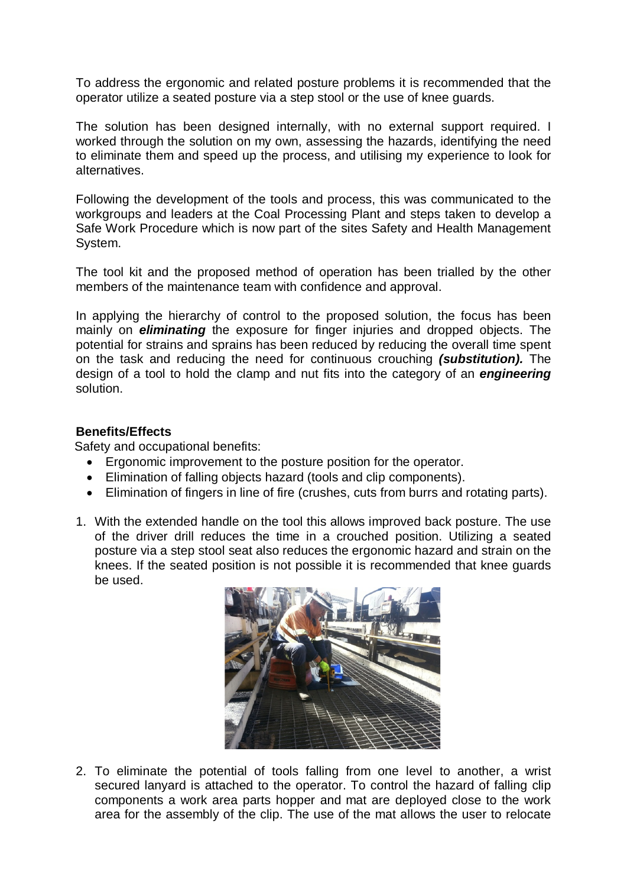To address the ergonomic and related posture problems it is recommended that the operator utilize a seated posture via a step stool or the use of knee guards.

The solution has been designed internally, with no external support required. I worked through the solution on my own, assessing the hazards, identifying the need to eliminate them and speed up the process, and utilising my experience to look for alternatives.

Following the development of the tools and process, this was communicated to the workgroups and leaders at the Coal Processing Plant and steps taken to develop a Safe Work Procedure which is now part of the sites Safety and Health Management System.

The tool kit and the proposed method of operation has been trialled by the other members of the maintenance team with confidence and approval.

In applying the hierarchy of control to the proposed solution, the focus has been mainly on ***eliminating*** the exposure for finger injuries and dropped objects. The potential for strains and sprains has been reduced by reducing the overall time spent on the task and reducing the need for continuous crouching ***(substitution).*** The design of a tool to hold the clamp and nut fits into the category of an ***engineering*** solution.

**Benefits/Effects**

Safety and occupational benefits:

- Ergonomic improvement to the posture position for the operator.
- Elimination of falling objects hazard (tools and clip components).
- Elimination of fingers in line of fire (crushes, cuts from burrs and rotating parts).

1. With the extended handle on the tool this allows improved back posture. The use of the driver drill reduces the time in a crouched position. Utilizing a seated posture via a step stool seat also reduces the ergonomic hazard and strain on the knees. If the seated position is not possible it is recommended that knee guards be used.

2. To eliminate the potential of tools falling from one level to another, a wrist secured lanyard is attached to the operator. To control the hazard of falling clip components a work area parts hopper and mat are deployed close to the work area for the assembly of the clip. The use of the mat allows the user to relocate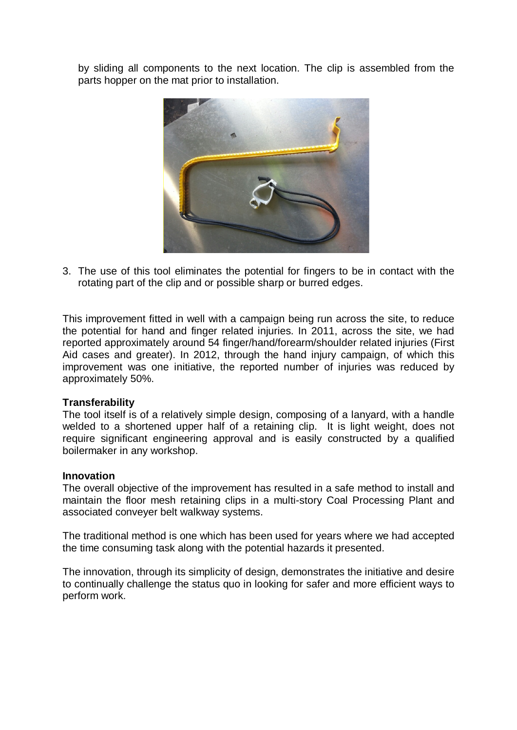by sliding all components to the next location. The clip is assembled from the parts hopper on the mat prior to installation.

3. The use of this tool eliminates the potential for fingers to be in contact with the rotating part of the clip and or possible sharp or burred edges.

This improvement fitted in well with a campaign being run across the site, to reduce the potential for hand and finger related injuries. In 2011, across the site, we had reported approximately around 54 finger/hand/forearm/shoulder related injuries (First Aid cases and greater). In 2012, through the hand injury campaign, of which this improvement was one initiative, the reported number of injuries was reduced by approximately 50%.

**Transferability**

The tool itself is of a relatively simple design, composing of a lanyard, with a handle welded to a shortened upper half of a retaining clip. It is light weight, does not require significant engineering approval and is easily constructed by a qualified boilermaker in any workshop.

**Innovation**

The overall objective of the improvement has resulted in a safe method to install and maintain the floor mesh retaining clips in a multi-story Coal Processing Plant and associated conveyer belt walkway systems.

The traditional method is one which has been used for years where we had accepted the time consuming task along with the potential hazards it presented.

The innovation, through its simplicity of design, demonstrates the initiative and desire to continually challenge the status quo in looking for safer and more efficient ways to perform work.